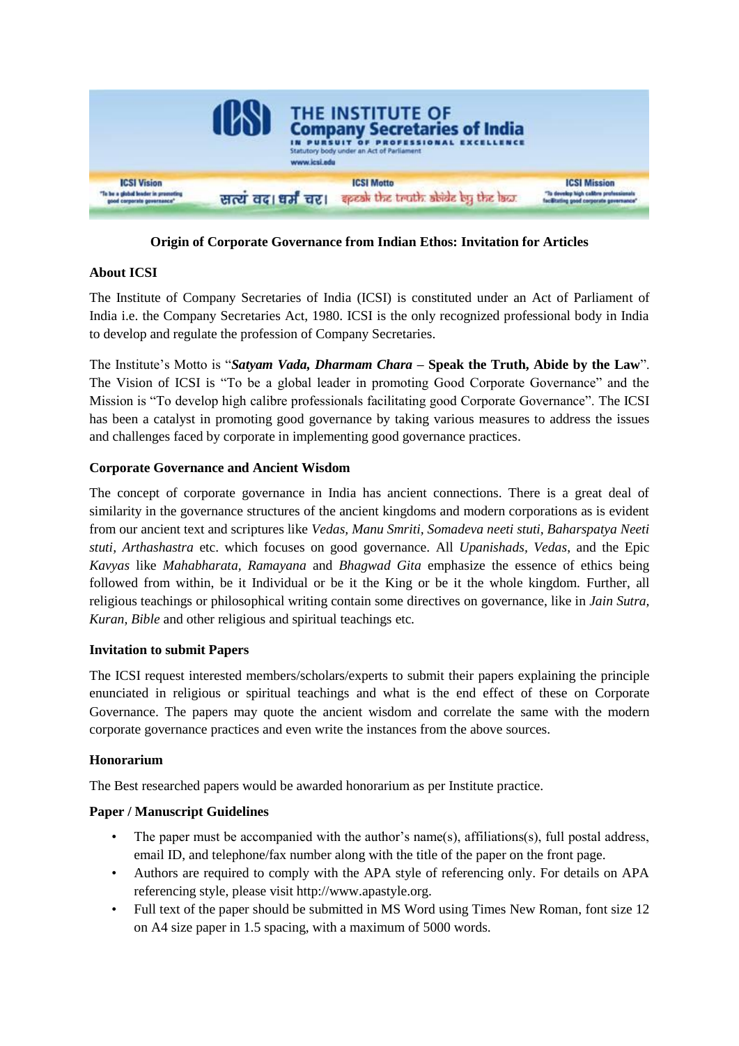THE INSTITUTE OF
**Company Secretaries of India**
IN PURSUIT OF PROFESSIONAL EXCELLENCE
Statutory body under an Act of Parliament
www.icsi.edu

**ICSI Vision**
"To be a global leader in promoting good corporate governance"

**ICSI Motto**
सत्यं वद। धर्मं चर। speak the truth. abide by the law.

**ICSI Mission**
"To develop high calibre professionals facilitating good corporate governance"

# Origin of Corporate Governance from Indian Ethos: Invitation for Articles

## About ICSI

The Institute of Company Secretaries of India (ICSI) is constituted under an Act of Parliament of India i.e. the Company Secretaries Act, 1980. ICSI is the only recognized professional body in India to develop and regulate the profession of Company Secretaries.

The Institute's Motto is "***Satyam Vada, Dharmam Chara* – Speak the Truth, Abide by the Law**". The Vision of ICSI is "To be a global leader in promoting Good Corporate Governance" and the Mission is "To develop high calibre professionals facilitating good Corporate Governance". The ICSI has been a catalyst in promoting good governance by taking various measures to address the issues and challenges faced by corporate in implementing good governance practices.

## Corporate Governance and Ancient Wisdom

The concept of corporate governance in India has ancient connections. There is a great deal of similarity in the governance structures of the ancient kingdoms and modern corporations as is evident from our ancient text and scriptures like *Vedas, Manu Smriti, Somadeva neeti stuti, Baharspatya Neeti stuti, Arthashastra* etc. which focuses on good governance. All *Upanishads, Vedas*, and the Epic *Kavyas* like *Mahabharata, Ramayana* and *Bhagwad Gita* emphasize the essence of ethics being followed from within, be it Individual or be it the King or be it the whole kingdom. Further, all religious teachings or philosophical writing contain some directives on governance, like in *Jain Sutra, Kuran, Bible* and other religious and spiritual teachings etc.

## Invitation to submit Papers

The ICSI request interested members/scholars/experts to submit their papers explaining the principle enunciated in religious or spiritual teachings and what is the end effect of these on Corporate Governance. The papers may quote the ancient wisdom and correlate the same with the modern corporate governance practices and even write the instances from the above sources.

## Honorarium

The Best researched papers would be awarded honorarium as per Institute practice.

## Paper / Manuscript Guidelines

- The paper must be accompanied with the author's name(s), affiliations(s), full postal address, email ID, and telephone/fax number along with the title of the paper on the front page.
- Authors are required to comply with the APA style of referencing only. For details on APA referencing style, please visit http://www.apastyle.org.
- Full text of the paper should be submitted in MS Word using Times New Roman, font size 12 on A4 size paper in 1.5 spacing, with a maximum of 5000 words.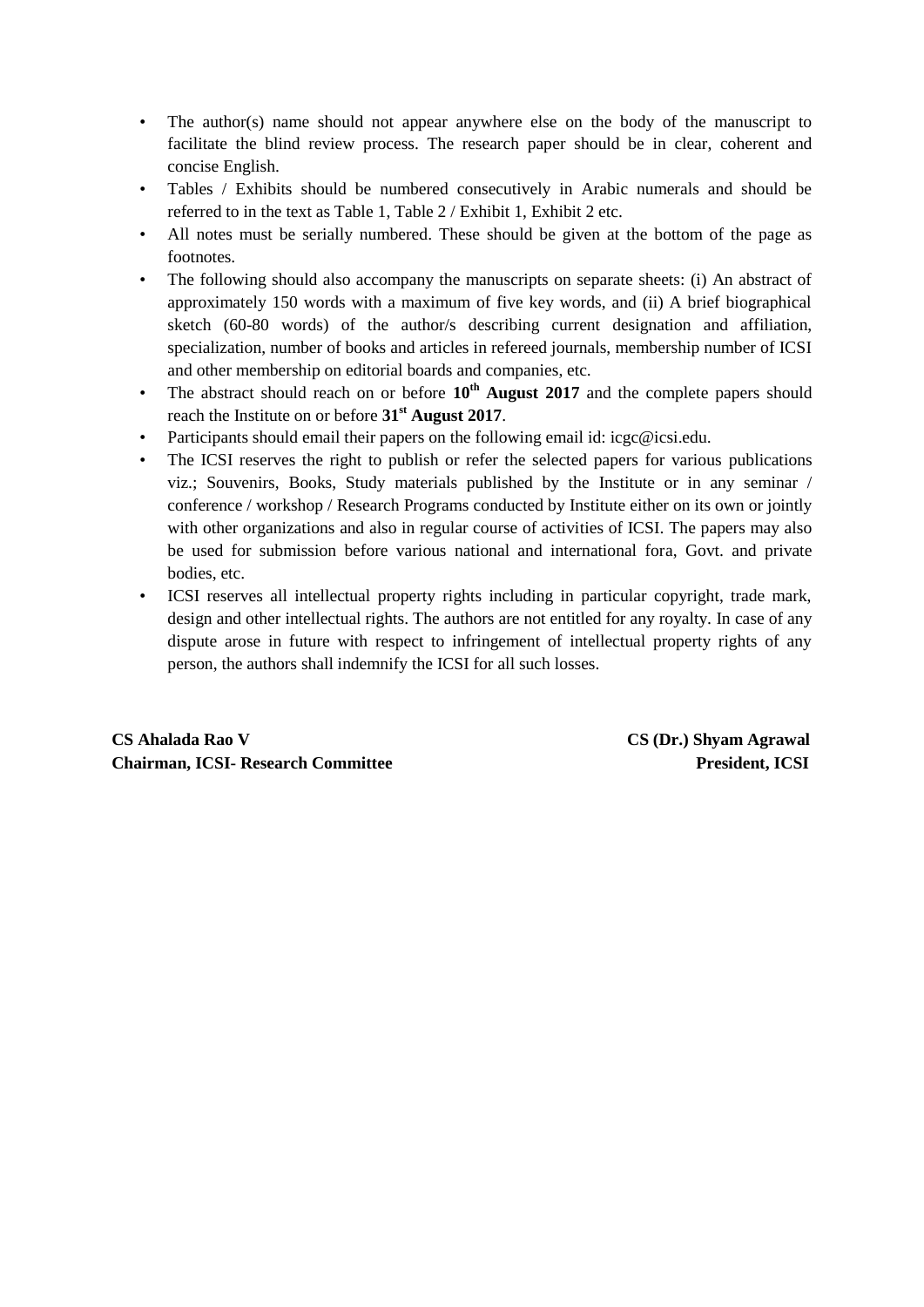- The author(s) name should not appear anywhere else on the body of the manuscript to facilitate the blind review process. The research paper should be in clear, coherent and concise English.
- Tables / Exhibits should be numbered consecutively in Arabic numerals and should be referred to in the text as Table 1, Table 2 / Exhibit 1, Exhibit 2 etc.
- All notes must be serially numbered. These should be given at the bottom of the page as footnotes.
- The following should also accompany the manuscripts on separate sheets: (i) An abstract of approximately 150 words with a maximum of five key words, and (ii) A brief biographical sketch (60-80 words) of the author/s describing current designation and affiliation, specialization, number of books and articles in refereed journals, membership number of ICSI and other membership on editorial boards and companies, etc.
- The abstract should reach on or before **10th August 2017** and the complete papers should reach the Institute on or before **31st August 2017**.
- Participants should email their papers on the following email id: icgc@icsi.edu.
- The ICSI reserves the right to publish or refer the selected papers for various publications viz.; Souvenirs, Books, Study materials published by the Institute or in any seminar / conference / workshop / Research Programs conducted by Institute either on its own or jointly with other organizations and also in regular course of activities of ICSI. The papers may also be used for submission before various national and international fora, Govt. and private bodies, etc.
- ICSI reserves all intellectual property rights including in particular copyright, trade mark, design and other intellectual rights. The authors are not entitled for any royalty. In case of any dispute arose in future with respect to infringement of intellectual property rights of any person, the authors shall indemnify the ICSI for all such losses.

**CS Ahalada Rao V**
**Chairman, ICSI- Research Committee**

**CS (Dr.) Shyam Agrawal**
**President, ICSI**